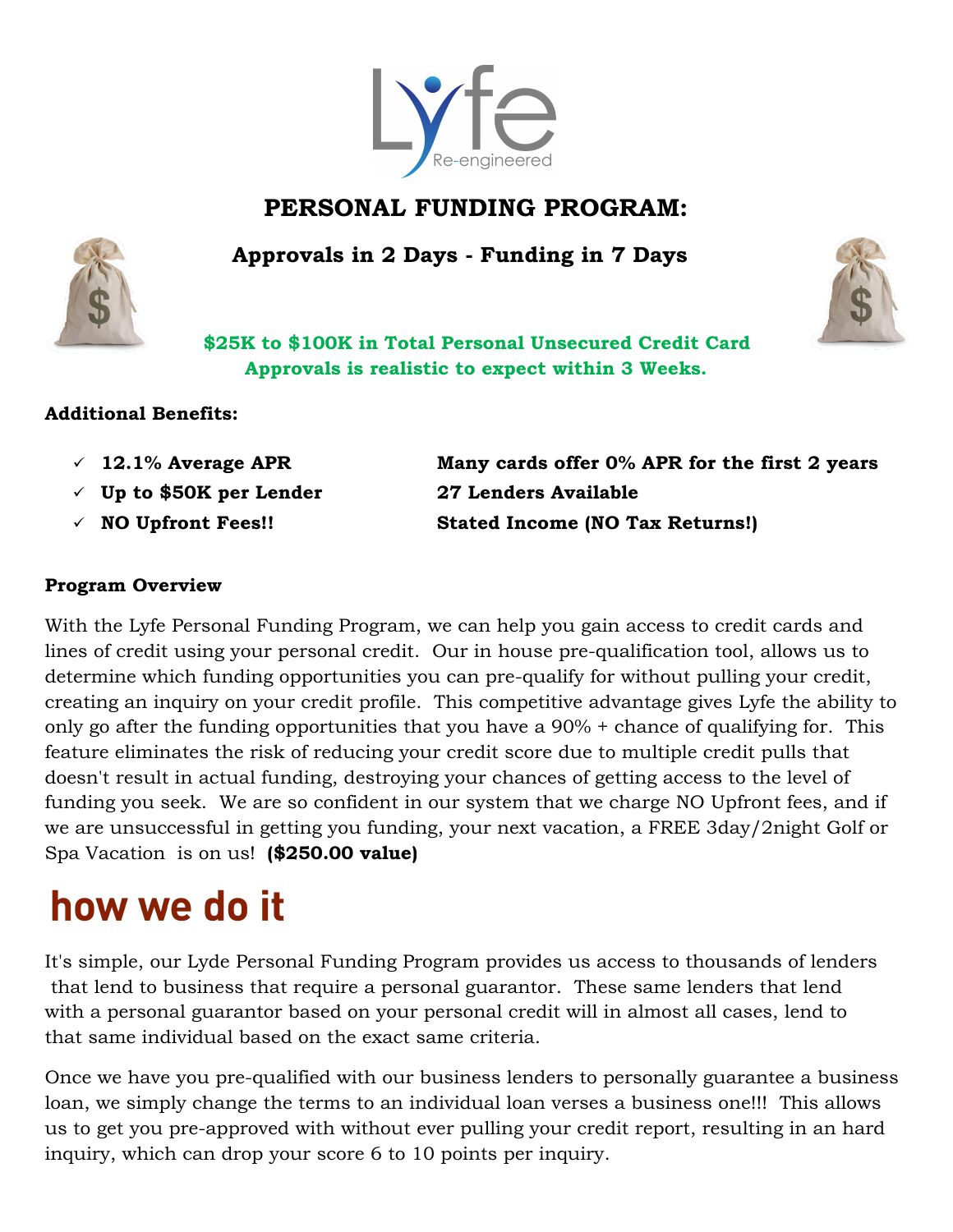Lyfe Re-engineered

# PERSONAL FUNDING PROGRAM:

## Approvals in 2 Days - Funding in 7 Days

**$25K to $100K in Total Personal Unsecured Credit Card Approvals is realistic to expect within 3 Weeks.**

**Additional Benefits:**

- ✓ **12.1% Average APR**
- ✓ **Up to $50K per Lender**
- ✓ **NO Upfront Fees!!**

**Many cards offer 0% APR for the first 2 years**
**27 Lenders Available**
**Stated Income (NO Tax Returns!)**

**Program Overview**

With the Lyfe Personal Funding Program, we can help you gain access to credit cards and lines of credit using your personal credit. Our in house pre-qualification tool, allows us to determine which funding opportunities you can pre-qualify for without pulling your credit, creating an inquiry on your credit profile. This competitive advantage gives Lyfe the ability to only go after the funding opportunities that you have a 90% + chance of qualifying for. This feature eliminates the risk of reducing your credit score due to multiple credit pulls that doesn't result in actual funding, destroying your chances of getting access to the level of funding you seek. We are so confident in our system that we charge NO Upfront fees, and if we are unsuccessful in getting you funding, your next vacation, a FREE 3day/2night Golf or Spa Vacation is on us! **($250.00 value)**

# how we do it

It's simple, our Lyde Personal Funding Program provides us access to thousands of lenders that lend to business that require a personal guarantor. These same lenders that lend with a personal guarantor based on your personal credit will in almost all cases, lend to that same individual based on the exact same criteria.

Once we have you pre-qualified with our business lenders to personally guarantee a business loan, we simply change the terms to an individual loan verses a business one!!! This allows us to get you pre-approved with without ever pulling your credit report, resulting in an hard inquiry, which can drop your score 6 to 10 points per inquiry.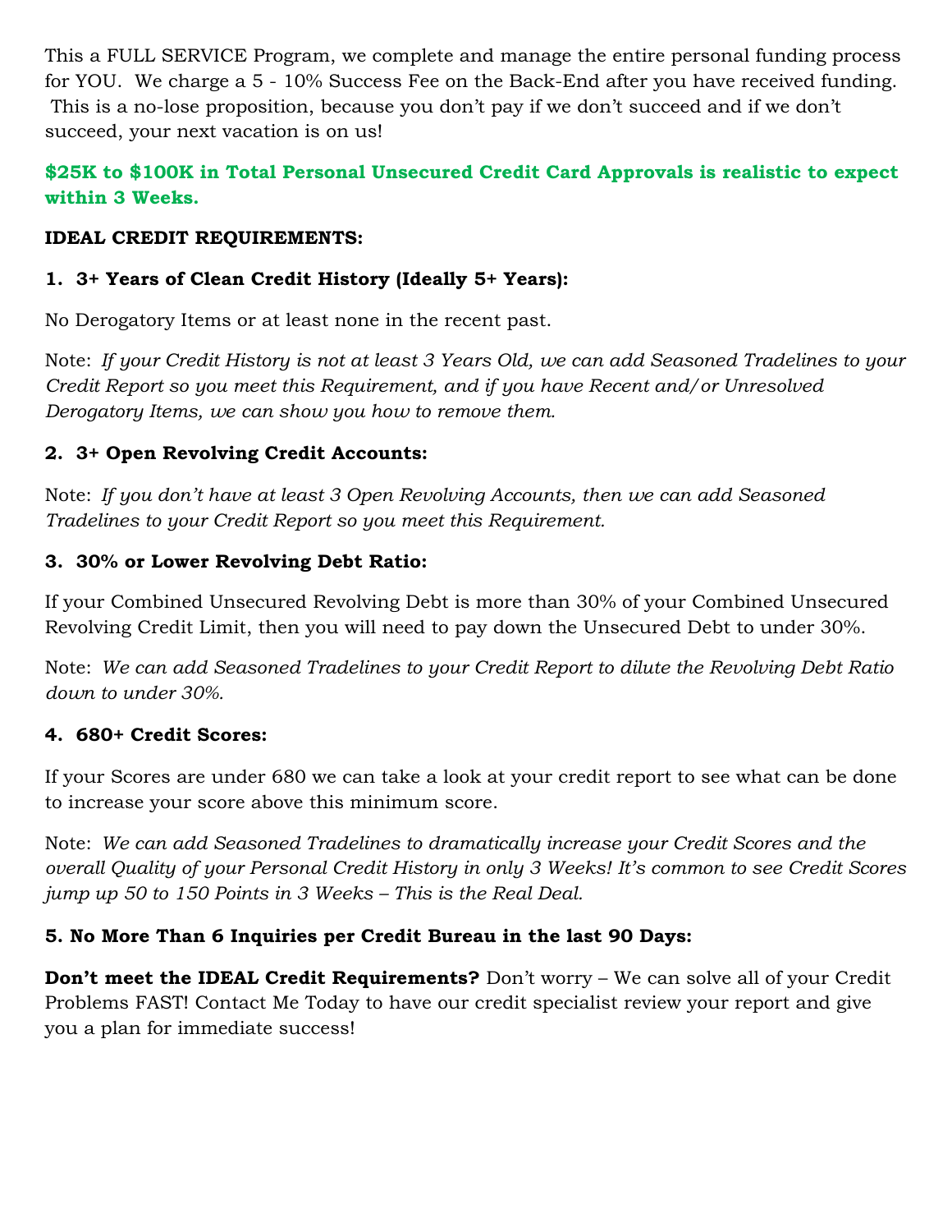This a FULL SERVICE Program, we complete and manage the entire personal funding process for YOU. We charge a 5 - 10% Success Fee on the Back-End after you have received funding. This is a no-lose proposition, because you don't pay if we don't succeed and if we don't succeed, your next vacation is on us!

**$25K to $100K in Total Personal Unsecured Credit Card Approvals is realistic to expect within 3 Weeks.**

**IDEAL CREDIT REQUIREMENTS:**

**1. 3+ Years of Clean Credit History (Ideally 5+ Years):**

No Derogatory Items or at least none in the recent past.

Note: *If your Credit History is not at least 3 Years Old, we can add Seasoned Tradelines to your Credit Report so you meet this Requirement, and if you have Recent and/or Unresolved Derogatory Items, we can show you how to remove them.*

**2. 3+ Open Revolving Credit Accounts:**

Note: *If you don't have at least 3 Open Revolving Accounts, then we can add Seasoned Tradelines to your Credit Report so you meet this Requirement.*

**3. 30% or Lower Revolving Debt Ratio:**

If your Combined Unsecured Revolving Debt is more than 30% of your Combined Unsecured Revolving Credit Limit, then you will need to pay down the Unsecured Debt to under 30%.

Note: *We can add Seasoned Tradelines to your Credit Report to dilute the Revolving Debt Ratio down to under 30%.*

**4. 680+ Credit Scores:**

If your Scores are under 680 we can take a look at your credit report to see what can be done to increase your score above this minimum score.

Note: *We can add Seasoned Tradelines to dramatically increase your Credit Scores and the overall Quality of your Personal Credit History in only 3 Weeks! It's common to see Credit Scores jump up 50 to 150 Points in 3 Weeks – This is the Real Deal.*

**5. No More Than 6 Inquiries per Credit Bureau in the last 90 Days:**

**Don't meet the IDEAL Credit Requirements?** Don't worry – We can solve all of your Credit Problems FAST! Contact Me Today to have our credit specialist review your report and give you a plan for immediate success!